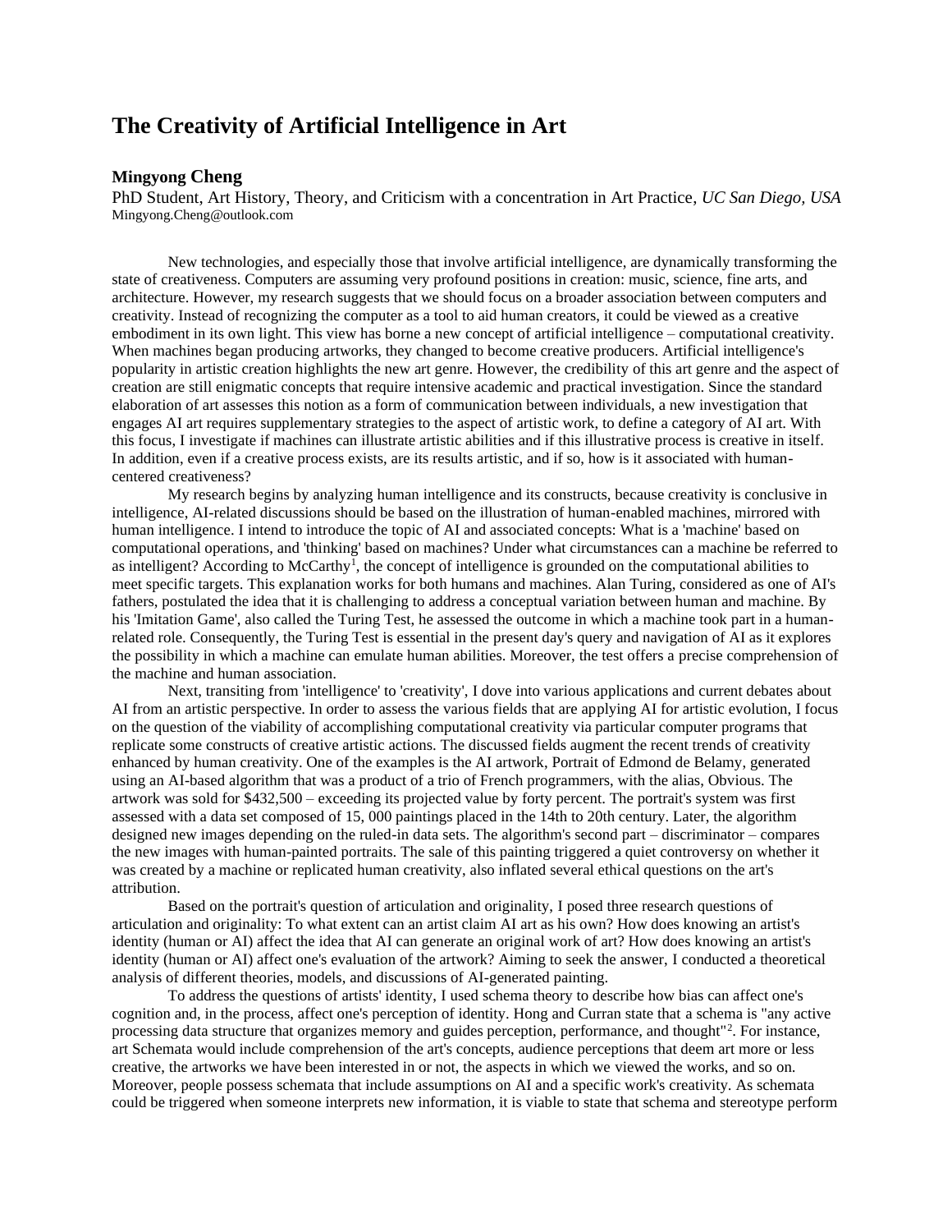# The Creativity of Artificial Intelligence in Art

**Mingyong Cheng**

PhD Student, Art History, Theory, and Criticism with a concentration in Art Practice, *UC San Diego, USA*
Mingyong.Cheng@outlook.com

New technologies, and especially those that involve artificial intelligence, are dynamically transforming the state of creativeness. Computers are assuming very profound positions in creation: music, science, fine arts, and architecture. However, my research suggests that we should focus on a broader association between computers and creativity. Instead of recognizing the computer as a tool to aid human creators, it could be viewed as a creative embodiment in its own light. This view has borne a new concept of artificial intelligence – computational creativity. When machines began producing artworks, they changed to become creative producers. Artificial intelligence's popularity in artistic creation highlights the new art genre. However, the credibility of this art genre and the aspect of creation are still enigmatic concepts that require intensive academic and practical investigation. Since the standard elaboration of art assesses this notion as a form of communication between individuals, a new investigation that engages AI art requires supplementary strategies to the aspect of artistic work, to define a category of AI art. With this focus, I investigate if machines can illustrate artistic abilities and if this illustrative process is creative in itself. In addition, even if a creative process exists, are its results artistic, and if so, how is it associated with human-centered creativeness?

My research begins by analyzing human intelligence and its constructs, because creativity is conclusive in intelligence, AI-related discussions should be based on the illustration of human-enabled machines, mirrored with human intelligence. I intend to introduce the topic of AI and associated concepts: What is a 'machine' based on computational operations, and 'thinking' based on machines? Under what circumstances can a machine be referred to as intelligent? According to McCarthy[1], the concept of intelligence is grounded on the computational abilities to meet specific targets. This explanation works for both humans and machines. Alan Turing, considered as one of AI's fathers, postulated the idea that it is challenging to address a conceptual variation between human and machine. By his 'Imitation Game', also called the Turing Test, he assessed the outcome in which a machine took part in a human-related role. Consequently, the Turing Test is essential in the present day's query and navigation of AI as it explores the possibility in which a machine can emulate human abilities. Moreover, the test offers a precise comprehension of the machine and human association.

Next, transiting from 'intelligence' to 'creativity', I dove into various applications and current debates about AI from an artistic perspective. In order to assess the various fields that are applying AI for artistic evolution, I focus on the question of the viability of accomplishing computational creativity via particular computer programs that replicate some constructs of creative artistic actions. The discussed fields augment the recent trends of creativity enhanced by human creativity. One of the examples is the AI artwork, Portrait of Edmond de Belamy, generated using an AI-based algorithm that was a product of a trio of French programmers, with the alias, Obvious. The artwork was sold for $432,500 – exceeding its projected value by forty percent. The portrait's system was first assessed with a data set composed of 15, 000 paintings placed in the 14th to 20th century. Later, the algorithm designed new images depending on the ruled-in data sets. The algorithm's second part – discriminator – compares the new images with human-painted portraits. The sale of this painting triggered a quiet controversy on whether it was created by a machine or replicated human creativity, also inflated several ethical questions on the art's attribution.

Based on the portrait's question of articulation and originality, I posed three research questions of articulation and originality: To what extent can an artist claim AI art as his own? How does knowing an artist's identity (human or AI) affect the idea that AI can generate an original work of art? How does knowing an artist's identity (human or AI) affect one's evaluation of the artwork? Aiming to seek the answer, I conducted a theoretical analysis of different theories, models, and discussions of AI-generated painting.

To address the questions of artists' identity, I used schema theory to describe how bias can affect one's cognition and, in the process, affect one's perception of identity. Hong and Curran state that a schema is "any active processing data structure that organizes memory and guides perception, performance, and thought"[2]. For instance, art Schemata would include comprehension of the art's concepts, audience perceptions that deem art more or less creative, the artworks we have been interested in or not, the aspects in which we viewed the works, and so on. Moreover, people possess schemata that include assumptions on AI and a specific work's creativity. As schemata could be triggered when someone interprets new information, it is viable to state that schema and stereotype perform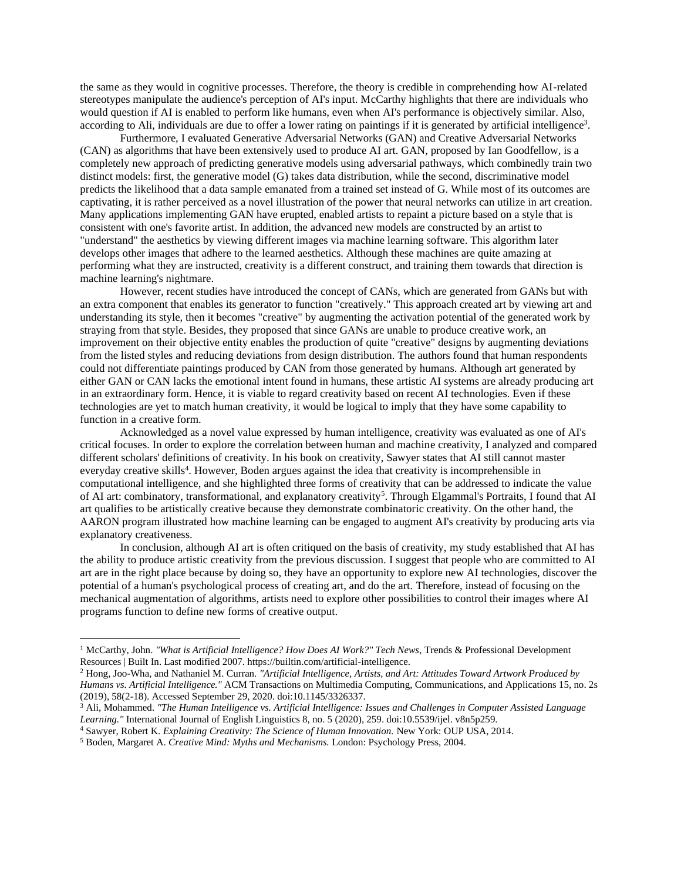the same as they would in cognitive processes. Therefore, the theory is credible in comprehending how AI-related stereotypes manipulate the audience's perception of AI's input. McCarthy highlights that there are individuals who would question if AI is enabled to perform like humans, even when AI's performance is objectively similar. Also, according to Ali, individuals are due to offer a lower rating on paintings if it is generated by artificial intelligence[3].

Furthermore, I evaluated Generative Adversarial Networks (GAN) and Creative Adversarial Networks (CAN) as algorithms that have been extensively used to produce AI art. GAN, proposed by Ian Goodfellow, is a completely new approach of predicting generative models using adversarial pathways, which combinedly train two distinct models: first, the generative model (G) takes data distribution, while the second, discriminative model predicts the likelihood that a data sample emanated from a trained set instead of G. While most of its outcomes are captivating, it is rather perceived as a novel illustration of the power that neural networks can utilize in art creation. Many applications implementing GAN have erupted, enabled artists to repaint a picture based on a style that is consistent with one's favorite artist. In addition, the advanced new models are constructed by an artist to "understand" the aesthetics by viewing different images via machine learning software. This algorithm later develops other images that adhere to the learned aesthetics. Although these machines are quite amazing at performing what they are instructed, creativity is a different construct, and training them towards that direction is machine learning's nightmare.

However, recent studies have introduced the concept of CANs, which are generated from GANs but with an extra component that enables its generator to function "creatively." This approach created art by viewing art and understanding its style, then it becomes "creative" by augmenting the activation potential of the generated work by straying from that style. Besides, they proposed that since GANs are unable to produce creative work, an improvement on their objective entity enables the production of quite "creative" designs by augmenting deviations from the listed styles and reducing deviations from design distribution. The authors found that human respondents could not differentiate paintings produced by CAN from those generated by humans. Although art generated by either GAN or CAN lacks the emotional intent found in humans, these artistic AI systems are already producing art in an extraordinary form. Hence, it is viable to regard creativity based on recent AI technologies. Even if these technologies are yet to match human creativity, it would be logical to imply that they have some capability to function in a creative form.

Acknowledged as a novel value expressed by human intelligence, creativity was evaluated as one of AI's critical focuses. In order to explore the correlation between human and machine creativity, I analyzed and compared different scholars' definitions of creativity. In his book on creativity, Sawyer states that AI still cannot master everyday creative skills[4]. However, Boden argues against the idea that creativity is incomprehensible in computational intelligence, and she highlighted three forms of creativity that can be addressed to indicate the value of AI art: combinatory, transformational, and explanatory creativity[5]. Through Elgammal's Portraits, I found that AI art qualifies to be artistically creative because they demonstrate combinatoric creativity. On the other hand, the AARON program illustrated how machine learning can be engaged to augment AI's creativity by producing arts via explanatory creativeness.

In conclusion, although AI art is often critiqued on the basis of creativity, my study established that AI has the ability to produce artistic creativity from the previous discussion. I suggest that people who are committed to AI art are in the right place because by doing so, they have an opportunity to explore new AI technologies, discover the potential of a human's psychological process of creating art, and do the art. Therefore, instead of focusing on the mechanical augmentation of algorithms, artists need to explore other possibilities to control their images where AI programs function to define new forms of creative output.

---

[1] McCarthy, John. *"What is Artificial Intelligence? How Does AI Work?" Tech News*, Trends & Professional Development Resources | Built In. Last modified 2007. https://builtin.com/artificial-intelligence.

[2] Hong, Joo-Wha, and Nathaniel M. Curran. *"Artificial Intelligence, Artists, and Art: Attitudes Toward Artwork Produced by Humans vs. Artificial Intelligence."* ACM Transactions on Multimedia Computing, Communications, and Applications 15, no. 2s (2019), 58(2-18). Accessed September 29, 2020. doi:10.1145/3326337.

[3] Ali, Mohammed. *"The Human Intelligence vs. Artificial Intelligence: Issues and Challenges in Computer Assisted Language Learning."* International Journal of English Linguistics 8, no. 5 (2020), 259. doi:10.5539/ijel. v8n5p259.

[4] Sawyer, Robert K. *Explaining Creativity: The Science of Human Innovation.* New York: OUP USA, 2014.

[5] Boden, Margaret A. *Creative Mind: Myths and Mechanisms.* London: Psychology Press, 2004.